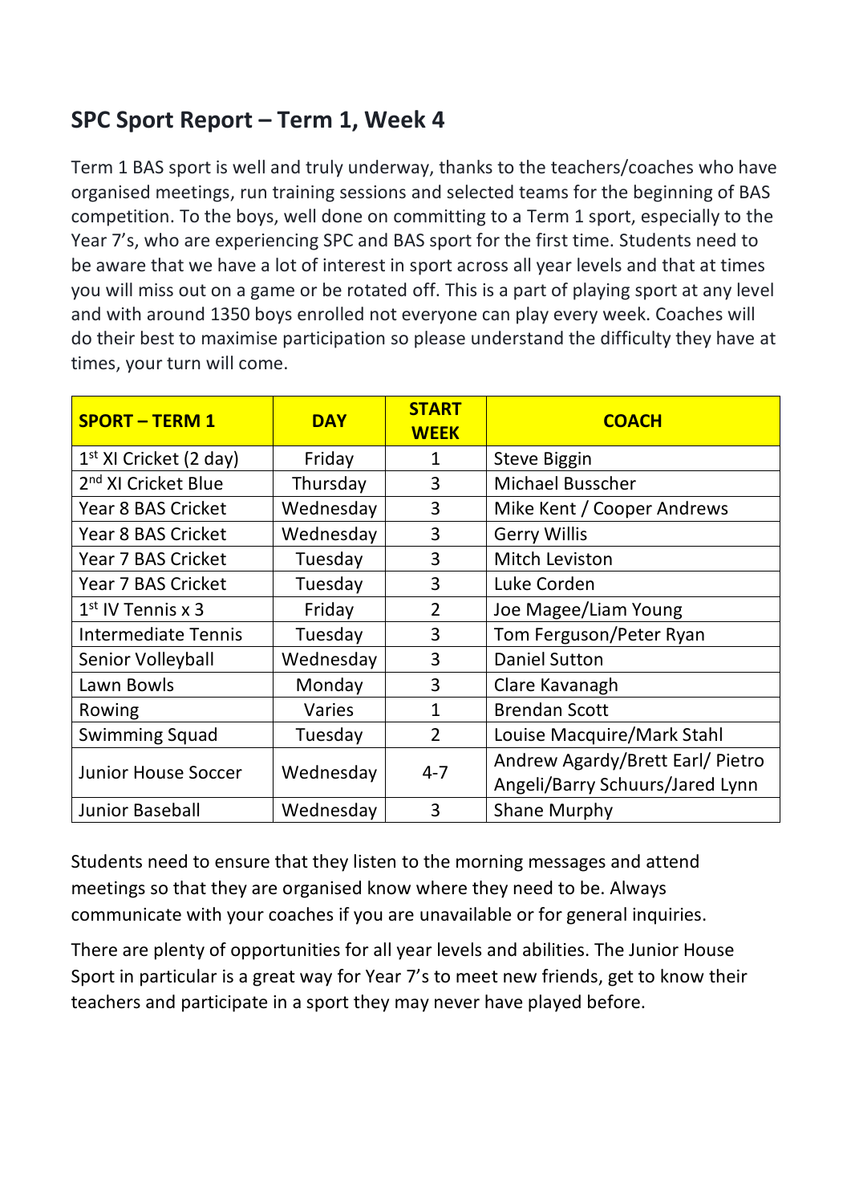## SPC Sport Report – Term 1, Week 4

Term 1 BAS sport is well and truly underway, thanks to the teachers/coaches who have organised meetings, run training sessions and selected teams for the beginning of BAS competition. To the boys, well done on committing to a Term 1 sport, especially to the Year 7's, who are experiencing SPC and BAS sport for the first time. Students need to be aware that we have a lot of interest in sport across all year levels and that at times you will miss out on a game or be rotated off. This is a part of playing sport at any level and with around 1350 boys enrolled not everyone can play every week. Coaches will do their best to maximise participation so please understand the difficulty they have at times, your turn will come.

| SPORT – TERM 1 | DAY | START WEEK | COACH |
|---|---|---|---|
| 1st XI Cricket (2 day) | Friday | 1 | Steve Biggin |
| 2nd XI Cricket Blue | Thursday | 3 | Michael Busscher |
| Year 8 BAS Cricket | Wednesday | 3 | Mike Kent / Cooper Andrews |
| Year 8 BAS Cricket | Wednesday | 3 | Gerry Willis |
| Year 7 BAS Cricket | Tuesday | 3 | Mitch Leviston |
| Year 7 BAS Cricket | Tuesday | 3 | Luke Corden |
| 1st IV Tennis x 3 | Friday | 2 | Joe Magee/Liam Young |
| Intermediate Tennis | Tuesday | 3 | Tom Ferguson/Peter Ryan |
| Senior Volleyball | Wednesday | 3 | Daniel Sutton |
| Lawn Bowls | Monday | 3 | Clare Kavanagh |
| Rowing | Varies | 1 | Brendan Scott |
| Swimming Squad | Tuesday | 2 | Louise Macquire/Mark Stahl |
| Junior House Soccer | Wednesday | 4-7 | Andrew Agardy/Brett Earl/ Pietro Angeli/Barry Schuurs/Jared Lynn |
| Junior Baseball | Wednesday | 3 | Shane Murphy |

Students need to ensure that they listen to the morning messages and attend meetings so that they are organised know where they need to be. Always communicate with your coaches if you are unavailable or for general inquiries.

There are plenty of opportunities for all year levels and abilities. The Junior House Sport in particular is a great way for Year 7's to meet new friends, get to know their teachers and participate in a sport they may never have played before.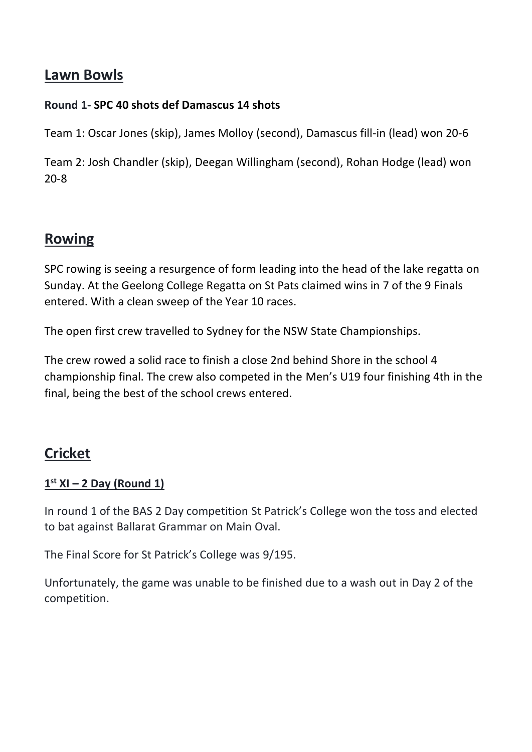## Lawn Bowls

**Round 1- SPC 40 shots def Damascus 14 shots**

Team 1: Oscar Jones (skip), James Molloy (second), Damascus fill-in (lead) won 20-6

Team 2: Josh Chandler (skip), Deegan Willingham (second), Rohan Hodge (lead) won 20-8

## Rowing

SPC rowing is seeing a resurgence of form leading into the head of the lake regatta on Sunday. At the Geelong College Regatta on St Pats claimed wins in 7 of the 9 Finals entered. With a clean sweep of the Year 10 races.

The open first crew travelled to Sydney for the NSW State Championships.

The crew rowed a solid race to finish a close 2nd behind Shore in the school 4 championship final. The crew also competed in the Men's U19 four finishing 4th in the final, being the best of the school crews entered.

## Cricket

### 1st XI – 2 Day (Round 1)

In round 1 of the BAS 2 Day competition St Patrick's College won the toss and elected to bat against Ballarat Grammar on Main Oval.

The Final Score for St Patrick's College was 9/195.

Unfortunately, the game was unable to be finished due to a wash out in Day 2 of the competition.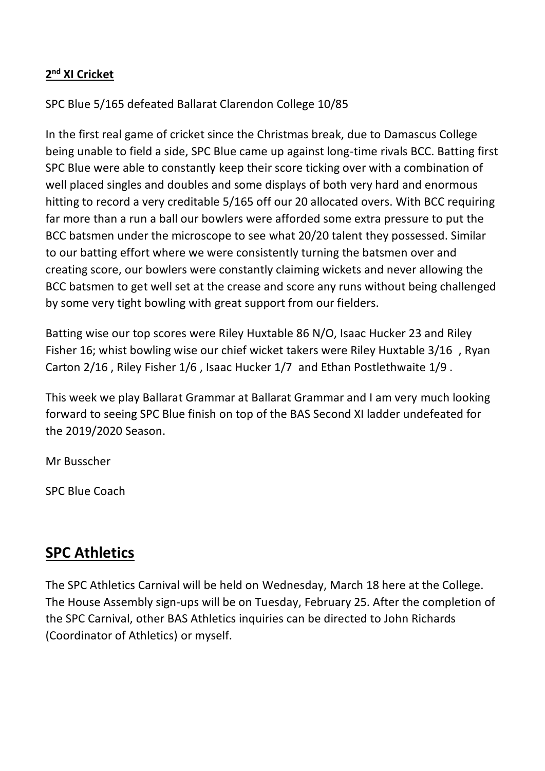## 2nd XI Cricket

SPC Blue 5/165 defeated Ballarat Clarendon College 10/85

In the first real game of cricket since the Christmas break, due to Damascus College being unable to field a side, SPC Blue came up against long-time rivals BCC. Batting first SPC Blue were able to constantly keep their score ticking over with a combination of well placed singles and doubles and some displays of both very hard and enormous hitting to record a very creditable 5/165 off our 20 allocated overs. With BCC requiring far more than a run a ball our bowlers were afforded some extra pressure to put the BCC batsmen under the microscope to see what 20/20 talent they possessed. Similar to our batting effort where we were consistently turning the batsmen over and creating score, our bowlers were constantly claiming wickets and never allowing the BCC batsmen to get well set at the crease and score any runs without being challenged by some very tight bowling with great support from our fielders.

Batting wise our top scores were Riley Huxtable 86 N/O, Isaac Hucker 23 and Riley Fisher 16; whist bowling wise our chief wicket takers were Riley Huxtable 3/16 , Ryan Carton 2/16 , Riley Fisher 1/6 , Isaac Hucker 1/7 and Ethan Postlethwaite 1/9 .

This week we play Ballarat Grammar at Ballarat Grammar and I am very much looking forward to seeing SPC Blue finish on top of the BAS Second XI ladder undefeated for the 2019/2020 Season.

Mr Busscher

SPC Blue Coach

# SPC Athletics

The SPC Athletics Carnival will be held on Wednesday, March 18 here at the College. The House Assembly sign-ups will be on Tuesday, February 25. After the completion of the SPC Carnival, other BAS Athletics inquiries can be directed to John Richards (Coordinator of Athletics) or myself.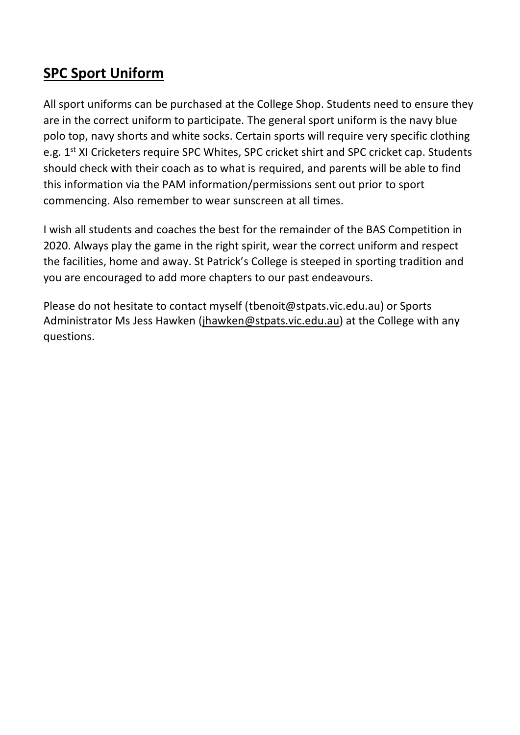## **SPC Sport Uniform**

All sport uniforms can be purchased at the College Shop. Students need to ensure they are in the correct uniform to participate. The general sport uniform is the navy blue polo top, navy shorts and white socks. Certain sports will require very specific clothing e.g. 1st XI Cricketers require SPC Whites, SPC cricket shirt and SPC cricket cap. Students should check with their coach as to what is required, and parents will be able to find this information via the PAM information/permissions sent out prior to sport commencing. Also remember to wear sunscreen at all times.

I wish all students and coaches the best for the remainder of the BAS Competition in 2020. Always play the game in the right spirit, wear the correct uniform and respect the facilities, home and away. St Patrick's College is steeped in sporting tradition and you are encouraged to add more chapters to our past endeavours.

Please do not hesitate to contact myself (tbenoit@stpats.vic.edu.au) or Sports Administrator Ms Jess Hawken (jhawken@stpats.vic.edu.au) at the College with any questions.